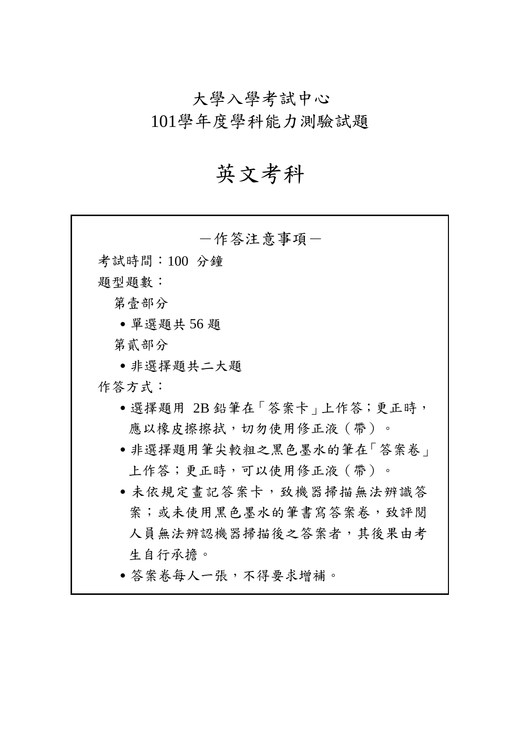# 大學入學考試中心
# 101學年度學科能力測驗試題

# 英文考科

－作答注意事項－

考試時間：100 分鐘

題型題數：

第壹部分

- 單選題共 56 題

第貳部分

- 非選擇題共二大題

作答方式：

- 選擇題用 2B 鉛筆在「答案卡」上作答；更正時，應以橡皮擦擦拭，切勿使用修正液（帶）。
- 非選擇題用筆尖較粗之黑色墨水的筆在「答案卷」上作答；更正時，可以使用修正液（帶）。
- 未依規定畫記答案卡，致機器掃描無法辨識答案；或未使用黑色墨水的筆書寫答案卷，致評閱人員無法辨認機器掃描後之答案者，其後果由考生自行承擔。
- 答案卷每人一張，不得要求增補。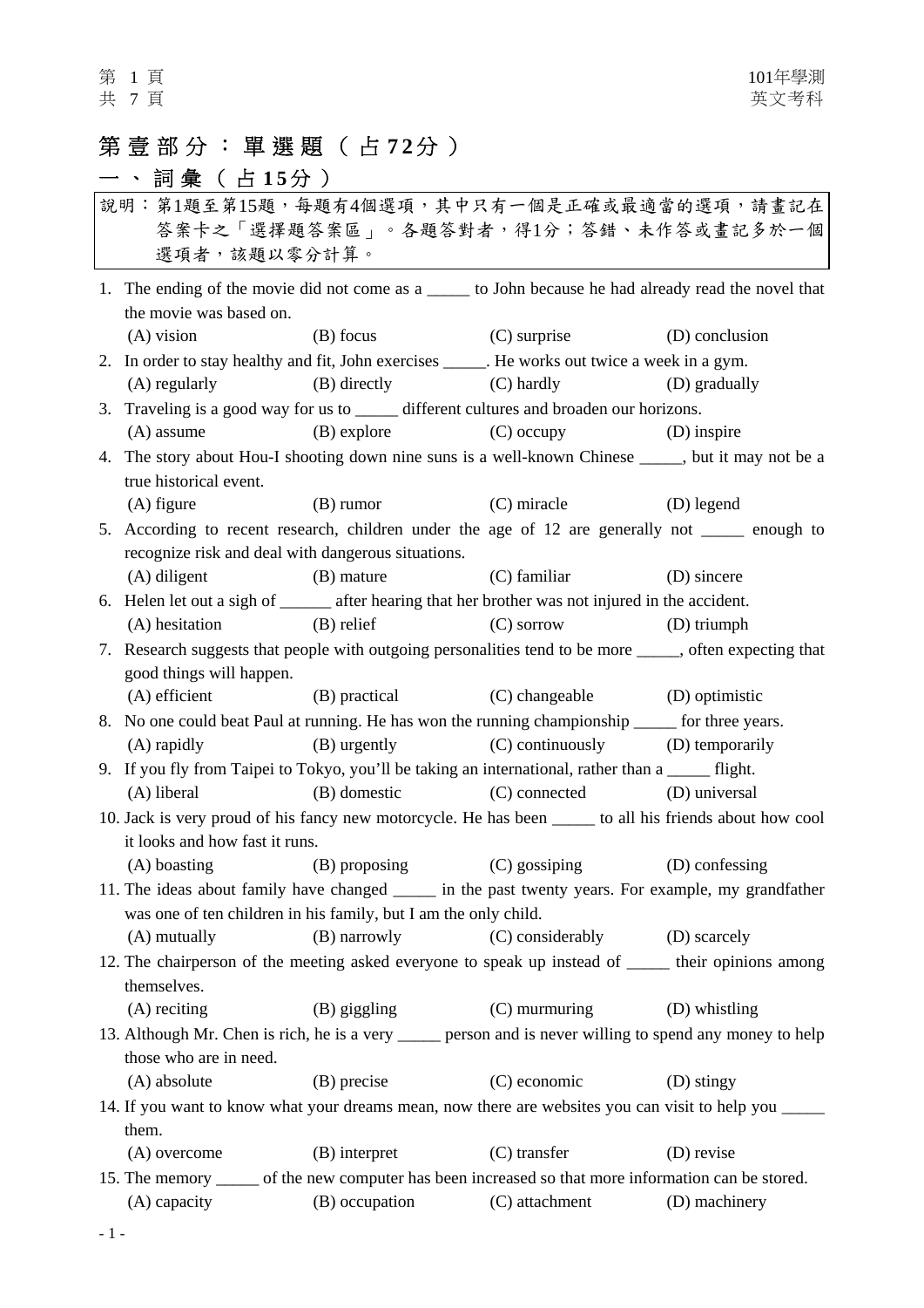# 第壹部分：單選題（占72分）

## 一、詞彙（占15分）

說明：第1題至第15題，每題有4個選項，其中只有一個是正確或最適當的選項，請畫記在答案卡之「選擇題答案區」。各題答對者，得1分；答錯、未作答或畫記多於一個選項者，該題以零分計算。

1. The ending of the movie did not come as a _____ to John because he had already read the novel that the movie was based on.
   (A) vision (B) focus (C) surprise (D) conclusion

2. In order to stay healthy and fit, John exercises _____. He works out twice a week in a gym.
   (A) regularly (B) directly (C) hardly (D) gradually

3. Traveling is a good way for us to _____ different cultures and broaden our horizons.
   (A) assume (B) explore (C) occupy (D) inspire

4. The story about Hou-I shooting down nine suns is a well-known Chinese _____, but it may not be a true historical event.
   (A) figure (B) rumor (C) miracle (D) legend

5. According to recent research, children under the age of 12 are generally not _____ enough to recognize risk and deal with dangerous situations.
   (A) diligent (B) mature (C) familiar (D) sincere

6. Helen let out a sigh of ______ after hearing that her brother was not injured in the accident.
   (A) hesitation (B) relief (C) sorrow (D) triumph

7. Research suggests that people with outgoing personalities tend to be more _____, often expecting that good things will happen.
   (A) efficient (B) practical (C) changeable (D) optimistic

8. No one could beat Paul at running. He has won the running championship _____ for three years.
   (A) rapidly (B) urgently (C) continuously (D) temporarily

9. If you fly from Taipei to Tokyo, you'll be taking an international, rather than a _____ flight.
   (A) liberal (B) domestic (C) connected (D) universal

10. Jack is very proud of his fancy new motorcycle. He has been _____ to all his friends about how cool it looks and how fast it runs.
    (A) boasting (B) proposing (C) gossiping (D) confessing

11. The ideas about family have changed _____ in the past twenty years. For example, my grandfather was one of ten children in his family, but I am the only child.
    (A) mutually (B) narrowly (C) considerably (D) scarcely

12. The chairperson of the meeting asked everyone to speak up instead of _____ their opinions among themselves.
    (A) reciting (B) giggling (C) murmuring (D) whistling

13. Although Mr. Chen is rich, he is a very _____ person and is never willing to spend any money to help those who are in need.
    (A) absolute (B) precise (C) economic (D) stingy

14. If you want to know what your dreams mean, now there are websites you can visit to help you _____ them.
    (A) overcome (B) interpret (C) transfer (D) revise

15. The memory _____ of the new computer has been increased so that more information can be stored.
    (A) capacity (B) occupation (C) attachment (D) machinery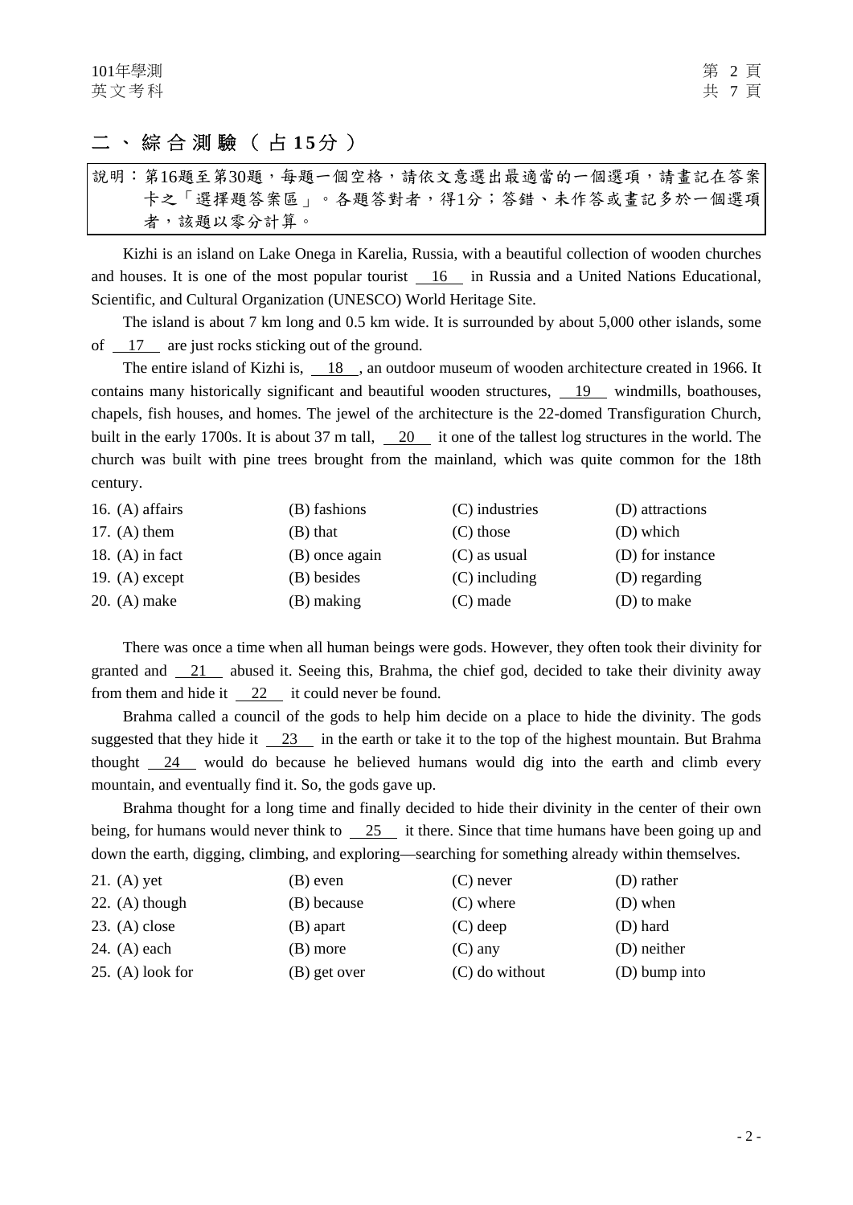## 二、綜合測驗（占15分）

說明：第16題至第30題，每題一個空格，請依文意選出最適當的一個選項，請畫記在答案卡之「選擇題答案區」。各題答對者，得1分；答錯、未作答或畫記多於一個選項者，該題以零分計算。

Kizhi is an island on Lake Onega in Karelia, Russia, with a beautiful collection of wooden churches and houses. It is one of the most popular tourist __16__ in Russia and a United Nations Educational, Scientific, and Cultural Organization (UNESCO) World Heritage Site.

The island is about 7 km long and 0.5 km wide. It is surrounded by about 5,000 other islands, some of __17__ are just rocks sticking out of the ground.

The entire island of Kizhi is, __18__, an outdoor museum of wooden architecture created in 1966. It contains many historically significant and beautiful wooden structures, __19__ windmills, boathouses, chapels, fish houses, and homes. The jewel of the architecture is the 22-domed Transfiguration Church, built in the early 1700s. It is about 37 m tall, __20__ it one of the tallest log structures in the world. The church was built with pine trees brought from the mainland, which was quite common for the 18th century.

16. (A) affairs (B) fashions (C) industries (D) attractions

17. (A) them (B) that (C) those (D) which

18. (A) in fact (B) once again (C) as usual (D) for instance

19. (A) except (B) besides (C) including (D) regarding

20. (A) make (B) making (C) made (D) to make

There was once a time when all human beings were gods. However, they often took their divinity for granted and __21__ abused it. Seeing this, Brahma, the chief god, decided to take their divinity away from them and hide it __22__ it could never be found.

Brahma called a council of the gods to help him decide on a place to hide the divinity. The gods suggested that they hide it __23__ in the earth or take it to the top of the highest mountain. But Brahma thought __24__ would do because he believed humans would dig into the earth and climb every mountain, and eventually find it. So, the gods gave up.

Brahma thought for a long time and finally decided to hide their divinity in the center of their own being, for humans would never think to __25__ it there. Since that time humans have been going up and down the earth, digging, climbing, and exploring—searching for something already within themselves.

21. (A) yet (B) even (C) never (D) rather

22. (A) though (B) because (C) where (D) when

23. (A) close (B) apart (C) deep (D) hard

24. (A) each (B) more (C) any (D) neither

25. (A) look for (B) get over (C) do without (D) bump into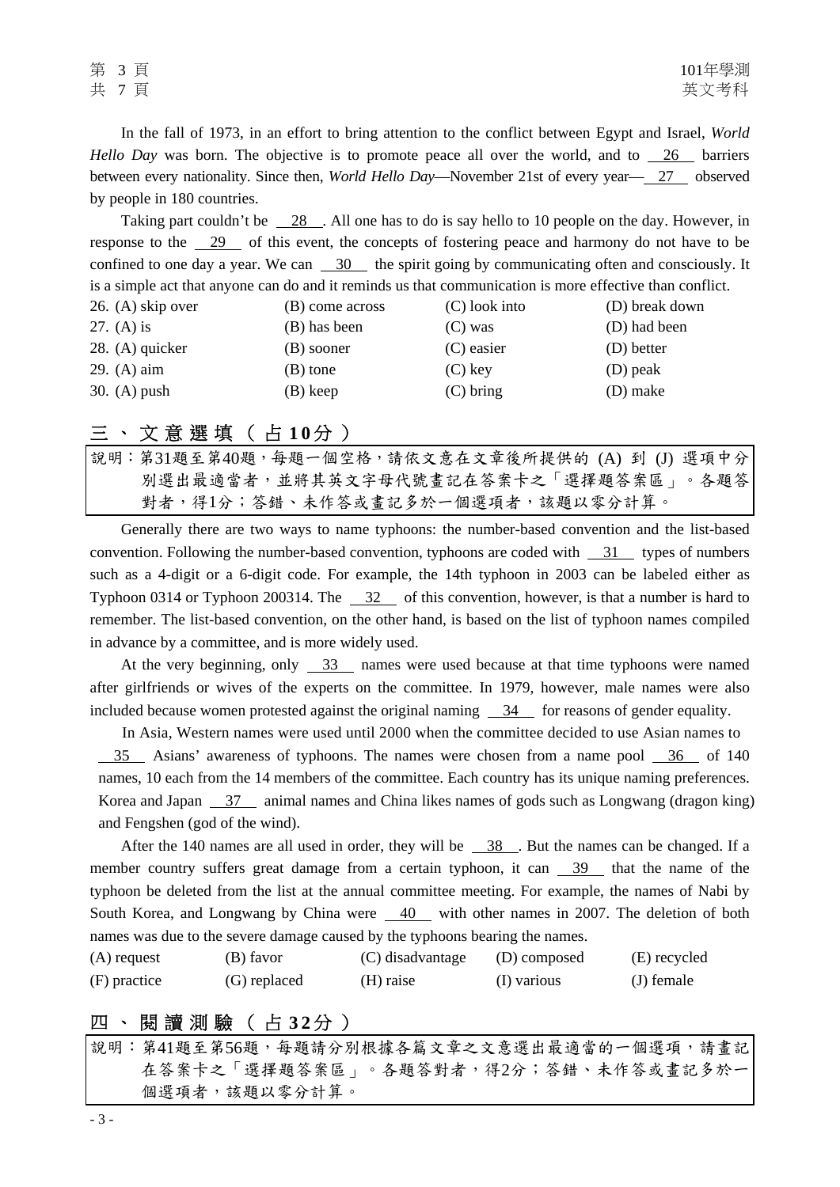In the fall of 1973, in an effort to bring attention to the conflict between Egypt and Israel, *World Hello Day* was born. The objective is to promote peace all over the world, and to __26__ barriers between every nationality. Since then, *World Hello Day*—November 21st of every year—__27__ observed by people in 180 countries.

Taking part couldn't be __28__. All one has to do is say hello to 10 people on the day. However, in response to the __29__ of this event, the concepts of fostering peace and harmony do not have to be confined to one day a year. We can __30__ the spirit going by communicating often and consciously. It is a simple act that anyone can do and it reminds us that communication is more effective than conflict.

| | | | |
|---|---|---|---|
| 26. (A) skip over | (B) come across | (C) look into | (D) break down |
| 27. (A) is | (B) has been | (C) was | (D) had been |
| 28. (A) quicker | (B) sooner | (C) easier | (D) better |
| 29. (A) aim | (B) tone | (C) key | (D) peak |
| 30. (A) push | (B) keep | (C) bring | (D) make |

## 三、文意選填（占**10**分）

說明：第31題至第40題，每題一個空格，請依文意在文章後所提供的 (A) 到 (J) 選項中分別選出最適當者，並將其英文字母代號畫記在答案卡之「選擇題答案區」。各題答對者，得1分；答錯、未作答或畫記多於一個選項者，該題以零分計算。

Generally there are two ways to name typhoons: the number-based convention and the list-based convention. Following the number-based convention, typhoons are coded with __31__ types of numbers such as a 4-digit or a 6-digit code. For example, the 14th typhoon in 2003 can be labeled either as Typhoon 0314 or Typhoon 200314. The __32__ of this convention, however, is that a number is hard to remember. The list-based convention, on the other hand, is based on the list of typhoon names compiled in advance by a committee, and is more widely used.

At the very beginning, only __33__ names were used because at that time typhoons were named after girlfriends or wives of the experts on the committee. In 1979, however, male names were also included because women protested against the original naming __34__ for reasons of gender equality.

In Asia, Western names were used until 2000 when the committee decided to use Asian names to __35__ Asians' awareness of typhoons. The names were chosen from a name pool __36__ of 140 names, 10 each from the 14 members of the committee. Each country has its unique naming preferences. Korea and Japan __37__ animal names and China likes names of gods such as Longwang (dragon king) and Fengshen (god of the wind).

After the 140 names are all used in order, they will be __38__. But the names can be changed. If a member country suffers great damage from a certain typhoon, it can __39__ that the name of the typhoon be deleted from the list at the annual committee meeting. For example, the names of Nabi by South Korea, and Longwang by China were __40__ with other names in 2007. The deletion of both names was due to the severe damage caused by the typhoons bearing the names.

| | | | | |
|---|---|---|---|---|
| (A) request | (B) favor | (C) disadvantage | (D) composed | (E) recycled |
| (F) practice | (G) replaced | (H) raise | (I) various | (J) female |

## 四、閱讀測驗（占**32**分）

說明：第41題至第56題，每題請分別根據各篇文章之文意選出最適當的一個選項，請畫記在答案卡之「選擇題答案區」。各題答對者，得2分；答錯、未作答或畫記多於一個選項者，該題以零分計算。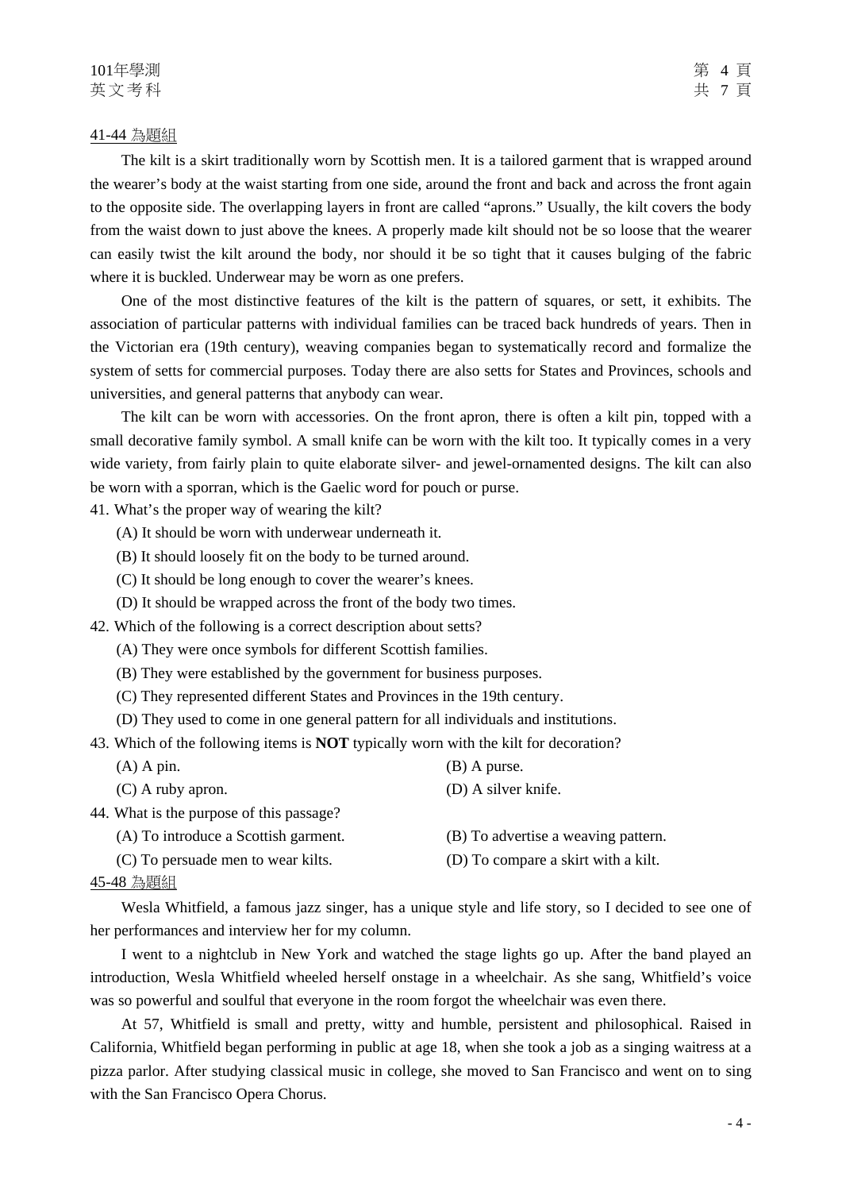41-44 為題組

The kilt is a skirt traditionally worn by Scottish men. It is a tailored garment that is wrapped around the wearer's body at the waist starting from one side, around the front and back and across the front again to the opposite side. The overlapping layers in front are called "aprons." Usually, the kilt covers the body from the waist down to just above the knees. A properly made kilt should not be so loose that the wearer can easily twist the kilt around the body, nor should it be so tight that it causes bulging of the fabric where it is buckled. Underwear may be worn as one prefers.

One of the most distinctive features of the kilt is the pattern of squares, or sett, it exhibits. The association of particular patterns with individual families can be traced back hundreds of years. Then in the Victorian era (19th century), weaving companies began to systematically record and formalize the system of setts for commercial purposes. Today there are also setts for States and Provinces, schools and universities, and general patterns that anybody can wear.

The kilt can be worn with accessories. On the front apron, there is often a kilt pin, topped with a small decorative family symbol. A small knife can be worn with the kilt too. It typically comes in a very wide variety, from fairly plain to quite elaborate silver- and jewel-ornamented designs. The kilt can also be worn with a sporran, which is the Gaelic word for pouch or purse.

41. What's the proper way of wearing the kilt?
    (A) It should be worn with underwear underneath it.
    (B) It should loosely fit on the body to be turned around.
    (C) It should be long enough to cover the wearer's knees.
    (D) It should be wrapped across the front of the body two times.

42. Which of the following is a correct description about setts?
    (A) They were once symbols for different Scottish families.
    (B) They were established by the government for business purposes.
    (C) They represented different States and Provinces in the 19th century.
    (D) They used to come in one general pattern for all individuals and institutions.

43. Which of the following items is **NOT** typically worn with the kilt for decoration?
    (A) A pin. (B) A purse.
    (C) A ruby apron. (D) A silver knife.

44. What is the purpose of this passage?
    (A) To introduce a Scottish garment. (B) To advertise a weaving pattern.
    (C) To persuade men to wear kilts. (D) To compare a skirt with a kilt.

45-48 為題組

Wesla Whitfield, a famous jazz singer, has a unique style and life story, so I decided to see one of her performances and interview her for my column.

I went to a nightclub in New York and watched the stage lights go up. After the band played an introduction, Wesla Whitfield wheeled herself onstage in a wheelchair. As she sang, Whitfield's voice was so powerful and soulful that everyone in the room forgot the wheelchair was even there.

At 57, Whitfield is small and pretty, witty and humble, persistent and philosophical. Raised in California, Whitfield began performing in public at age 18, when she took a job as a singing waitress at a pizza parlor. After studying classical music in college, she moved to San Francisco and went on to sing with the San Francisco Opera Chorus.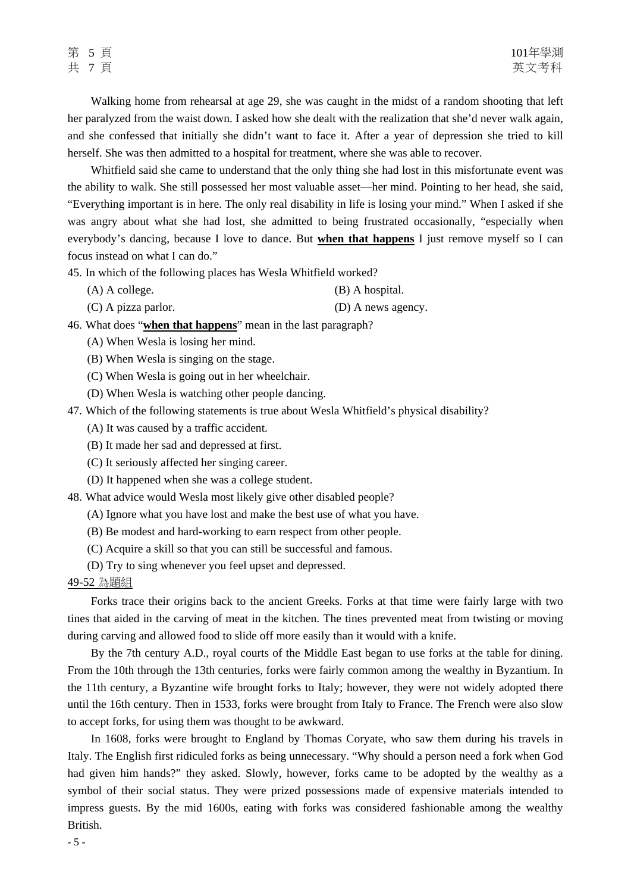Walking home from rehearsal at age 29, she was caught in the midst of a random shooting that left her paralyzed from the waist down. I asked how she dealt with the realization that she'd never walk again, and she confessed that initially she didn't want to face it. After a year of depression she tried to kill herself. She was then admitted to a hospital for treatment, where she was able to recover.

Whitfield said she came to understand that the only thing she had lost in this misfortunate event was the ability to walk. She still possessed her most valuable asset—her mind. Pointing to her head, she said, "Everything important is in here. The only real disability in life is losing your mind." When I asked if she was angry about what she had lost, she admitted to being frustrated occasionally, "especially when everybody's dancing, because I love to dance. But **when that happens** I just remove myself so I can focus instead on what I can do."

45. In which of the following places has Wesla Whitfield worked?
    (A) A college.
    (B) A hospital.
    (C) A pizza parlor.
    (D) A news agency.

46. What does "**when that happens**" mean in the last paragraph?
    (A) When Wesla is losing her mind.
    (B) When Wesla is singing on the stage.
    (C) When Wesla is going out in her wheelchair.
    (D) When Wesla is watching other people dancing.

47. Which of the following statements is true about Wesla Whitfield's physical disability?
    (A) It was caused by a traffic accident.
    (B) It made her sad and depressed at first.
    (C) It seriously affected her singing career.
    (D) It happened when she was a college student.

48. What advice would Wesla most likely give other disabled people?
    (A) Ignore what you have lost and make the best use of what you have.
    (B) Be modest and hard-working to earn respect from other people.
    (C) Acquire a skill so that you can still be successful and famous.
    (D) Try to sing whenever you feel upset and depressed.

49-52 為題組

Forks trace their origins back to the ancient Greeks. Forks at that time were fairly large with two tines that aided in the carving of meat in the kitchen. The tines prevented meat from twisting or moving during carving and allowed food to slide off more easily than it would with a knife.

By the 7th century A.D., royal courts of the Middle East began to use forks at the table for dining. From the 10th through the 13th centuries, forks were fairly common among the wealthy in Byzantium. In the 11th century, a Byzantine wife brought forks to Italy; however, they were not widely adopted there until the 16th century. Then in 1533, forks were brought from Italy to France. The French were also slow to accept forks, for using them was thought to be awkward.

In 1608, forks were brought to England by Thomas Coryate, who saw them during his travels in Italy. The English first ridiculed forks as being unnecessary. "Why should a person need a fork when God had given him hands?" they asked. Slowly, however, forks came to be adopted by the wealthy as a symbol of their social status. They were prized possessions made of expensive materials intended to impress guests. By the mid 1600s, eating with forks was considered fashionable among the wealthy British.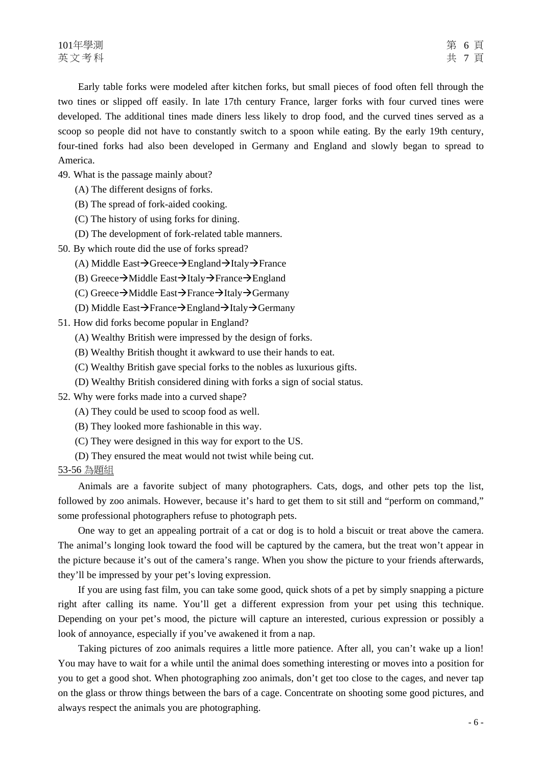Early table forks were modeled after kitchen forks, but small pieces of food often fell through the two tines or slipped off easily. In late 17th century France, larger forks with four curved tines were developed. The additional tines made diners less likely to drop food, and the curved tines served as a scoop so people did not have to constantly switch to a spoon while eating. By the early 19th century, four-tined forks had also been developed in Germany and England and slowly began to spread to America.

49. What is the passage mainly about?
   (A) The different designs of forks.
   (B) The spread of fork-aided cooking.
   (C) The history of using forks for dining.
   (D) The development of fork-related table manners.

50. By which route did the use of forks spread?
   (A) Middle East→Greece→England→Italy→France
   (B) Greece→Middle East→Italy→France→England
   (C) Greece→Middle East→France→Italy→Germany
   (D) Middle East→France→England→Italy→Germany

51. How did forks become popular in England?
   (A) Wealthy British were impressed by the design of forks.
   (B) Wealthy British thought it awkward to use their hands to eat.
   (C) Wealthy British gave special forks to the nobles as luxurious gifts.
   (D) Wealthy British considered dining with forks a sign of social status.

52. Why were forks made into a curved shape?
   (A) They could be used to scoop food as well.
   (B) They looked more fashionable in this way.
   (C) They were designed in this way for export to the US.
   (D) They ensured the meat would not twist while being cut.

53-56 為題組

Animals are a favorite subject of many photographers. Cats, dogs, and other pets top the list, followed by zoo animals. However, because it's hard to get them to sit still and "perform on command," some professional photographers refuse to photograph pets.

One way to get an appealing portrait of a cat or dog is to hold a biscuit or treat above the camera. The animal's longing look toward the food will be captured by the camera, but the treat won't appear in the picture because it's out of the camera's range. When you show the picture to your friends afterwards, they'll be impressed by your pet's loving expression.

If you are using fast film, you can take some good, quick shots of a pet by simply snapping a picture right after calling its name. You'll get a different expression from your pet using this technique. Depending on your pet's mood, the picture will capture an interested, curious expression or possibly a look of annoyance, especially if you've awakened it from a nap.

Taking pictures of zoo animals requires a little more patience. After all, you can't wake up a lion! You may have to wait for a while until the animal does something interesting or moves into a position for you to get a good shot. When photographing zoo animals, don't get too close to the cages, and never tap on the glass or throw things between the bars of a cage. Concentrate on shooting some good pictures, and always respect the animals you are photographing.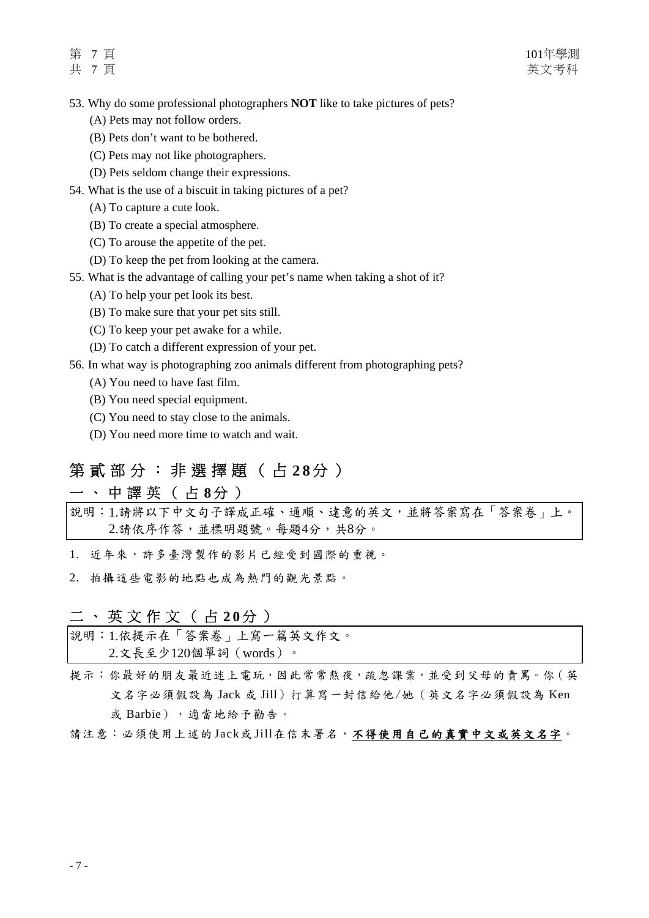53. Why do some professional photographers **NOT** like to take pictures of pets?
   (A) Pets may not follow orders.
   (B) Pets don't want to be bothered.
   (C) Pets may not like photographers.
   (D) Pets seldom change their expressions.

54. What is the use of a biscuit in taking pictures of a pet?
   (A) To capture a cute look.
   (B) To create a special atmosphere.
   (C) To arouse the appetite of the pet.
   (D) To keep the pet from looking at the camera.

55. What is the advantage of calling your pet's name when taking a shot of it?
   (A) To help your pet look its best.
   (B) To make sure that your pet sits still.
   (C) To keep your pet awake for a while.
   (D) To catch a different expression of your pet.

56. In what way is photographing zoo animals different from photographing pets?
   (A) You need to have fast film.
   (B) You need special equipment.
   (C) You need to stay close to the animals.
   (D) You need more time to watch and wait.

# 第貳部分：非選擇題（占28分）

## 一、中譯英（占8分）

說明：1.請將以下中文句子譯成正確、通順、達意的英文，並將答案寫在「答案卷」上。
　　　2.請依序作答，並標明題號。每題4分，共8分。

1. 近年來，許多臺灣製作的影片已經受到國際的重視。
2. 拍攝這些電影的地點也成為熱門的觀光景點。

## 二、英文作文（占20分）

說明：1.依提示在「答案卷」上寫一篇英文作文。
　　　2.文長至少120個單詞（words）。

提示：你最好的朋友最近迷上電玩，因此常常熬夜，疏忽課業，並受到父母的責罵。你（英文名字必須假設為 Jack 或 Jill）打算寫一封信給他/她（英文名字必須假設為 Ken 或 Barbie），適當地給予勸告。

請注意：必須使用上述的Jack或Jill在信末署名，**<u>不得使用自己的真實中文或英文名字</u>**。